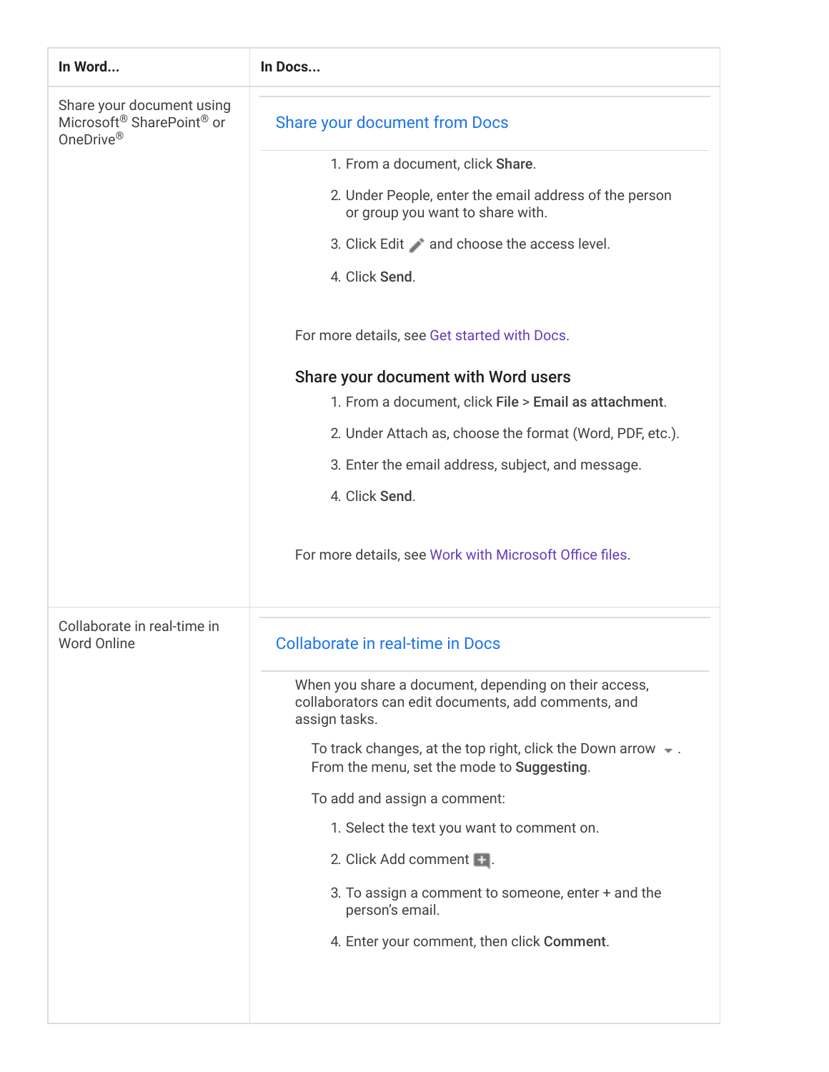| In Word... | In Docs... |
| --- | --- |
| Share your document using Microsoft® SharePoint® or OneDrive® | **Share your document from Docs**<br><br>1. From a document, click **Share**.<br>2. Under People, enter the email address of the person or group you want to share with.<br>3. Click Edit and choose the access level.<br>4. Click **Send**.<br><br>For more details, see Get started with Docs.<br><br>**Share your document with Word users**<br><br>1. From a document, click **File** > **Email as attachment**.<br>2. Under Attach as, choose the format (Word, PDF, etc.).<br>3. Enter the email address, subject, and message.<br>4. Click **Send**.<br><br>For more details, see Work with Microsoft Office files. |
| Collaborate in real-time in Word Online | **Collaborate in real-time in Docs**<br><br>When you share a document, depending on their access, collaborators can edit documents, add comments, and assign tasks.<br><br>To track changes, at the top right, click the Down arrow. From the menu, set the mode to **Suggesting**.<br><br>To add and assign a comment:<br><br>1. Select the text you want to comment on.<br>2. Click Add comment.<br>3. To assign a comment to someone, enter + and the person's email.<br>4. Enter your comment, then click **Comment**. |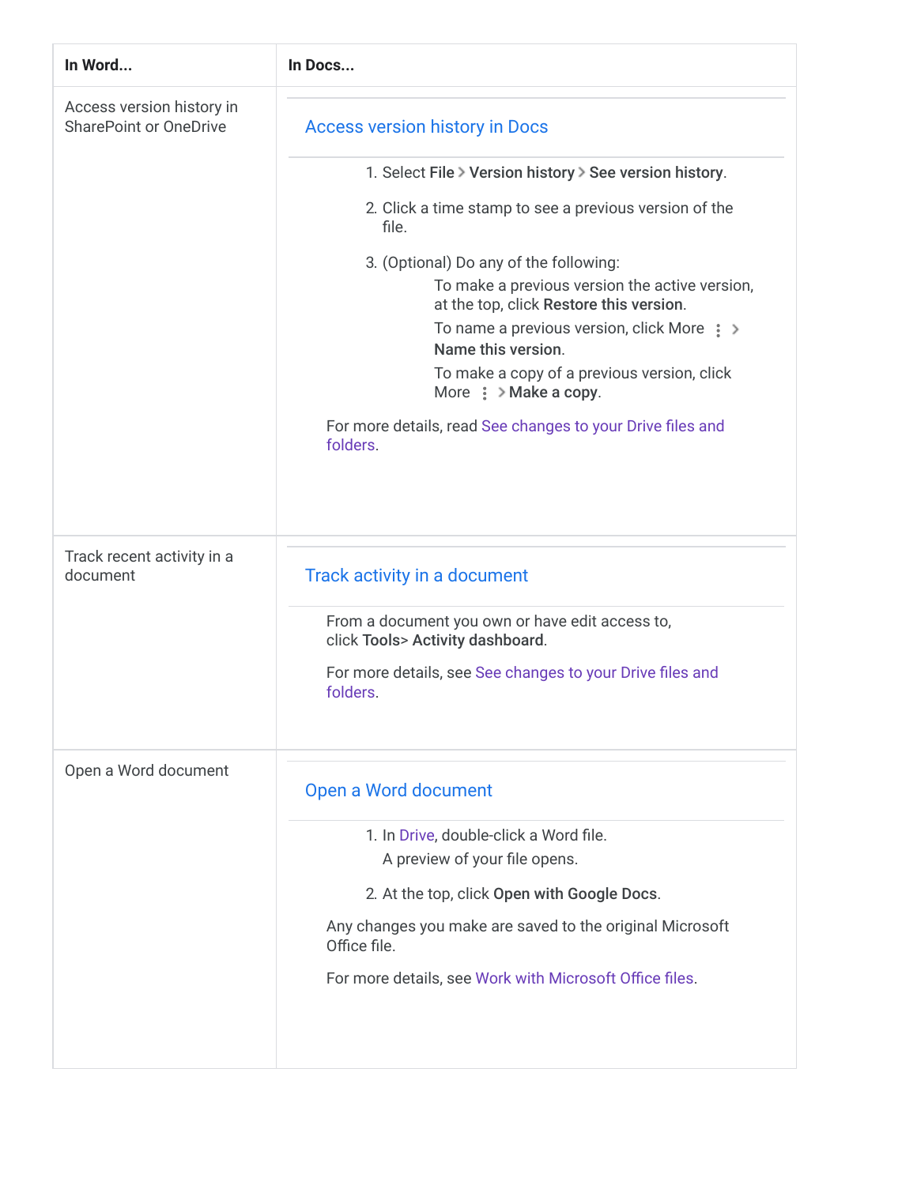| In Word... | In Docs... |
|---|---|
| Access version history in SharePoint or OneDrive | **Access version history in Docs**<br><br>1. Select **File** > **Version history** > **See version history**.<br>2. Click a time stamp to see a previous version of the file.<br>3. (Optional) Do any of the following:<br>To make a previous version the active version, at the top, click **Restore this version**.<br>To name a previous version, click More ⋮ > **Name this version**.<br>To make a copy of a previous version, click More ⋮ > **Make a copy**.<br><br>For more details, read See changes to your Drive files and folders. |
| Track recent activity in a document | **Track activity in a document**<br><br>From a document you own or have edit access to, click **Tools**> **Activity dashboard**.<br><br>For more details, see See changes to your Drive files and folders. |
| Open a Word document | **Open a Word document**<br><br>1. In Drive, double-click a Word file.<br>A preview of your file opens.<br>2. At the top, click **Open with Google Docs**.<br><br>Any changes you make are saved to the original Microsoft Office file.<br><br>For more details, see Work with Microsoft Office files. |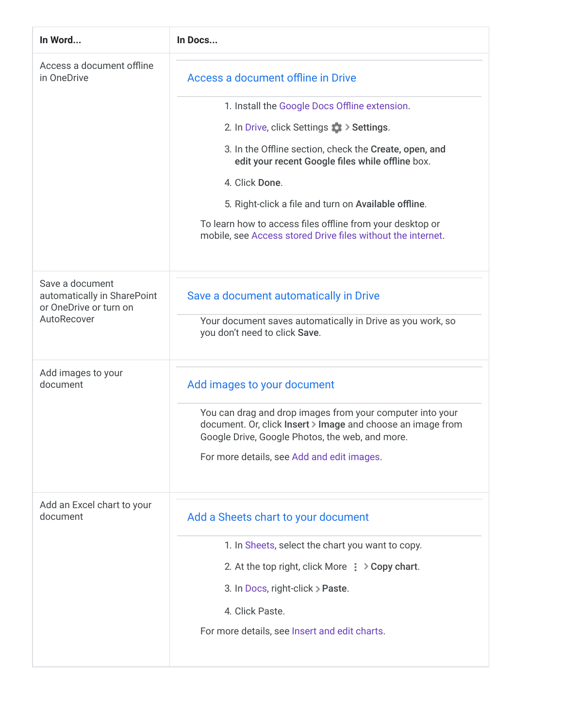| In Word... | In Docs... |
| --- | --- |
| Access a document offline in OneDrive | **Access a document offline in Drive**<br><br>1. Install the Google Docs Offline extension.<br>2. In Drive, click Settings > **Settings**.<br>3. In the Offline section, check the **Create, open, and edit your recent Google files while offline** box.<br>4. Click **Done**.<br>5. Right-click a file and turn on **Available offline**.<br><br>To learn how to access files offline from your desktop or mobile, see Access stored Drive files without the internet. |
| Save a document automatically in SharePoint or OneDrive or turn on AutoRecover | **Save a document automatically in Drive**<br><br>Your document saves automatically in Drive as you work, so you don't need to click **Save**. |
| Add images to your document | **Add images to your document**<br><br>You can drag and drop images from your computer into your document. Or, click **Insert** > **Image** and choose an image from Google Drive, Google Photos, the web, and more.<br><br>For more details, see Add and edit images. |
| Add an Excel chart to your document | **Add a Sheets chart to your document**<br><br>1. In Sheets, select the chart you want to copy.<br>2. At the top right, click More ⋮ > **Copy chart**.<br>3. In Docs, right-click > **Paste**.<br>4. Click Paste.<br><br>For more details, see Insert and edit charts. |